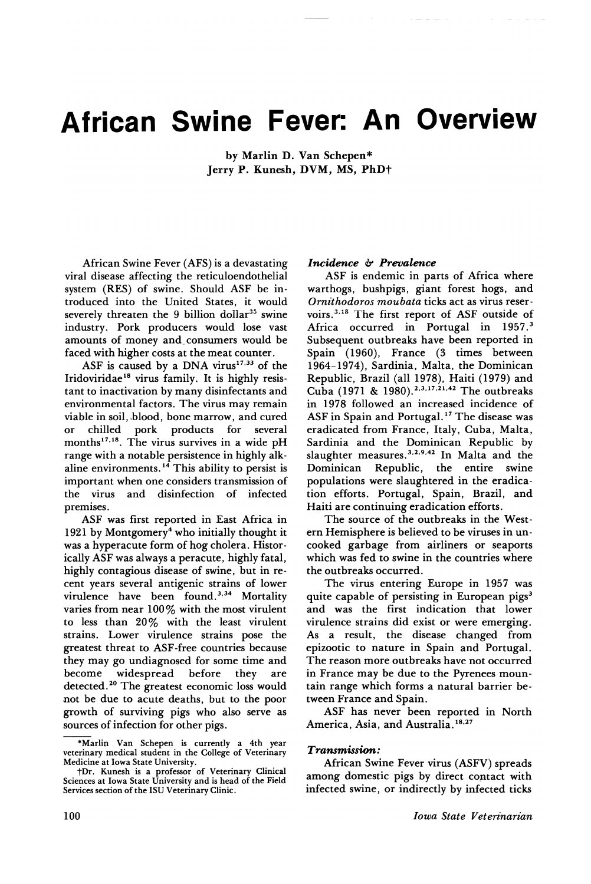# African Swine Fever: An Overview

by Marlin D. Van Schepen*
Jerry P. Kunesh, DVM, MS, PhD†

African Swine Fever (AFS) is a devastating viral disease affecting the reticuloendothelial system (RES) of swine. Should ASF be introduced into the United States, it would severely threaten the 9 billion dollar[35] swine industry. Pork producers would lose vast amounts of money and consumers would be faced with higher costs at the meat counter.

ASF is caused by a DNA virus[17,33] of the Iridoviridae[18] virus family. It is highly resistant to inactivation by many disinfectants and environmental factors. The virus may remain viable in soil, blood, bone marrow, and cured or chilled pork products for several months[17,18]. The virus survives in a wide pH range with a notable persistence in highly alkaline environments.[14] This ability to persist is important when one considers transmission of the virus and disinfection of infected premises.

ASF was first reported in East Africa in 1921 by Montgomery[4] who initially thought it was a hyperacute form of hog cholera. Historically ASF was always a peracute, highly fatal, highly contagious disease of swine, but in recent years several antigenic strains of lower virulence have been found.[3,34] Mortality varies from near 100% with the most virulent to less than 20% with the least virulent strains. Lower virulence strains pose the greatest threat to ASF-free countries because they may go undiagnosed for some time and become widespread before they are detected.[20] The greatest economic loss would not be due to acute deaths, but to the poor growth of surviving pigs who also serve as sources of infection for other pigs.

### *Incidence & Prevalence*

ASF is endemic in parts of Africa where warthogs, bushpigs, giant forest hogs, and *Ornithodoros moubata* ticks act as virus reservoirs.[3,18] The first report of ASF outside of Africa occurred in Portugal in 1957.[3] Subsequent outbreaks have been reported in Spain (1960), France (3 times between 1964-1974), Sardinia, Malta, the Dominican Republic, Brazil (all 1978), Haiti (1979) and Cuba (1971 & 1980).[2,3,17,21,42] The outbreaks in 1978 followed an increased incidence of ASF in Spain and Portugal.[17] The disease was eradicated from France, Italy, Cuba, Malta, Sardinia and the Dominican Republic by slaughter measures.[3,2,9,42] In Malta and the Dominican Republic, the entire swine populations were slaughtered in the eradication efforts. Portugal, Spain, Brazil, and Haiti are continuing eradication efforts.

The source of the outbreaks in the Western Hemisphere is believed to be viruses in uncooked garbage from airliners or seaports which was fed to swine in the countries where the outbreaks occurred.

The virus entering Europe in 1957 was quite capable of persisting in European pigs[3] and was the first indication that lower virulence strains did exist or were emerging. As a result, the disease changed from epizootic to nature in Spain and Portugal. The reason more outbreaks have not occurred in France may be due to the Pyrenees mountain range which forms a natural barrier between France and Spain.

ASF has never been reported in North America, Asia, and Australia.[18,27]

### *Transmission:*

African Swine Fever virus (ASFV) spreads among domestic pigs by direct contact with infected swine, or indirectly by infected ticks

---

*Marlin Van Schepen is currently a 4th year veterinary medical student in the College of Veterinary Medicine at Iowa State University.

†Dr. Kunesh is a professor of Veterinary Clinical Sciences at Iowa State University and is head of the Field Services section of the ISU Veterinary Clinic.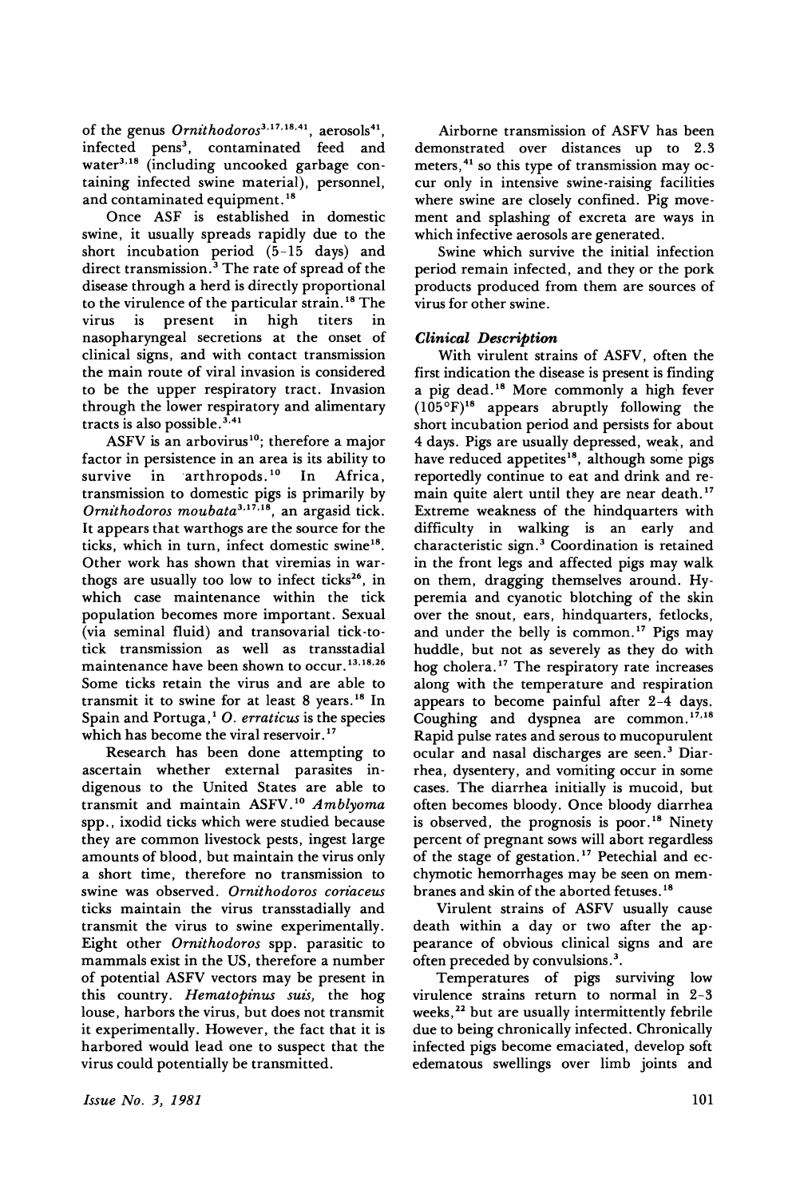of the genus *Ornithodoros*[3,17,18,41], aerosols[41], infected pens[3], contaminated feed and water[3,18] (including uncooked garbage containing infected swine material), personnel, and contaminated equipment.[18]

Once ASF is established in domestic swine, it usually spreads rapidly due to the short incubation period (5–15 days) and direct transmission.[3] The rate of spread of the disease through a herd is directly proportional to the virulence of the particular strain.[18] The virus is present in high titers in nasopharyngeal secretions at the onset of clinical signs, and with contact transmission the main route of viral invasion is considered to be the upper respiratory tract. Invasion through the lower respiratory and alimentary tracts is also possible.[3,41]

ASFV is an arbovirus[10]; therefore a major factor in persistence in an area is its ability to survive in arthropods.[10] In Africa, transmission to domestic pigs is primarily by *Ornithodoros moubata*[3,17,18], an argasid tick. It appears that warthogs are the source for the ticks, which in turn, infect domestic swine[18]. Other work has shown that viremias in warthogs are usually too low to infect ticks[26], in which case maintenance within the tick population becomes more important. Sexual (via seminal fluid) and transovarial tick-to-tick transmission as well as transstadial maintenance have been shown to occur.[13,18,26] Some ticks retain the virus and are able to transmit it to swine for at least 8 years.[18] In Spain and Portuga,[1] *O. erraticus* is the species which has become the viral reservoir.[17]

Research has been done attempting to ascertain whether external parasites indigenous to the United States are able to transmit and maintain ASFV.[10] *Amblyoma* spp., ixodid ticks which were studied because they are common livestock pests, ingest large amounts of blood, but maintain the virus only a short time, therefore no transmission to swine was observed. *Ornithodoros coriaceus* ticks maintain the virus transstadially and transmit the virus to swine experimentally. Eight other *Ornithodoros* spp. parasitic to mammals exist in the US, therefore a number of potential ASFV vectors may be present in this country. *Hematopinus suis,* the hog louse, harbors the virus, but does not transmit it experimentally. However, the fact that it is harbored would lead one to suspect that the virus could potentially be transmitted.

Airborne transmission of ASFV has been demonstrated over distances up to 2.3 meters,[41] so this type of transmission may occur only in intensive swine-raising facilities where swine are closely confined. Pig movement and splashing of excreta are ways in which infective aerosols are generated.

Swine which survive the initial infection period remain infected, and they or the pork products produced from them are sources of virus for other swine.

### *Clinical Description*

With virulent strains of ASFV, often the first indication the disease is present is finding a pig dead.[18] More commonly a high fever (105°F)[18] appears abruptly following the short incubation period and persists for about 4 days. Pigs are usually depressed, weak, and have reduced appetites[18], although some pigs reportedly continue to eat and drink and remain quite alert until they are near death.[17] Extreme weakness of the hindquarters with difficulty in walking is an early and characteristic sign.[3] Coordination is retained in the front legs and affected pigs may walk on them, dragging themselves around. Hyperemia and cyanotic blotching of the skin over the snout, ears, hindquarters, fetlocks, and under the belly is common.[17] Pigs may huddle, but not as severely as they do with hog cholera.[17] The respiratory rate increases along with the temperature and respiration appears to become painful after 2–4 days. Coughing and dyspnea are common.[17,18] Rapid pulse rates and serous to mucopurulent ocular and nasal discharges are seen.[3] Diarrhea, dysentery, and vomiting occur in some cases. The diarrhea initially is mucoid, but often becomes bloody. Once bloody diarrhea is observed, the prognosis is poor.[18] Ninety percent of pregnant sows will abort regardless of the stage of gestation.[17] Petechial and ecchymotic hemorrhages may be seen on membranes and skin of the aborted fetuses.[18]

Virulent strains of ASFV usually cause death within a day or two after the appearance of obvious clinical signs and are often preceded by convulsions.[3].

Temperatures of pigs surviving low virulence strains return to normal in 2–3 weeks,[22] but are usually intermittently febrile due to being chronically infected. Chronically infected pigs become emaciated, develop soft edematous swellings over limb joints and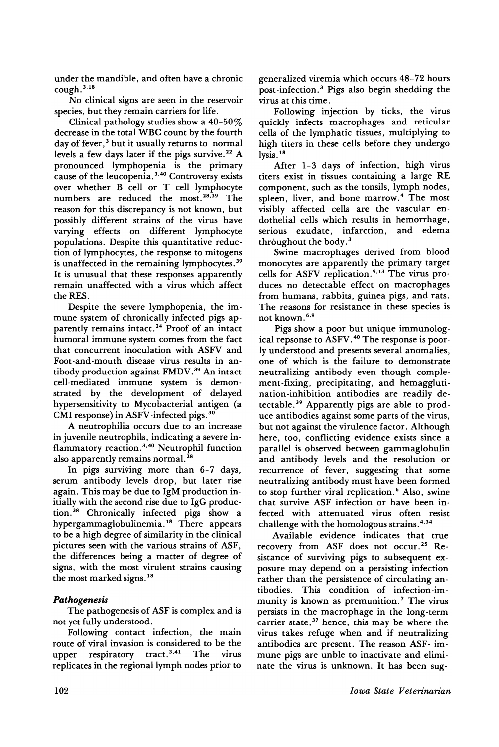under the mandible, and often have a chronic cough.[3,18]

No clinical signs are seen in the reservoir species, but they remain carriers for life.

Clinical pathology studies show a 40-50% decrease in the total WBC count by the fourth day of fever,[3] but it usually returns to normal levels a few days later if the pigs survive.[22] A pronounced lymphopenia is the primary cause of the leucopenia.[3,40] Controversy exists over whether B cell or T cell lymphocyte numbers are reduced the most.[28,39] The reason for this discrepancy is not known, but possibly different strains of the virus have varying effects on different lymphocyte populations. Despite this quantitative reduction of lymphocytes, the response to mitogens is unaffected in the remaining lymphocytes.[39] It is unusual that these responses apparently remain unaffected with a virus which affect the RES.

Despite the severe lymphopenia, the immune system of chronically infected pigs apparently remains intact.[24] Proof of an intact humoral immune system comes from the fact that concurrent inoculation with ASFV and Foot-and-mouth disease virus results in antibody production against FMDV.[39] An intact cell-mediated immune system is demonstrated by the development of delayed hypersensitivity to Mycobacterial antigen (a CMI response) in ASFV-infected pigs.[30]

A neutrophilia occurs due to an increase in juvenile neutrophils, indicating a severe inflammatory reaction.[3,40] Neutrophil function also apparently remains normal.[28]

In pigs surviving more than 6-7 days, serum antibody levels drop, but later rise again. This may be due to IgM production initially with the second rise due to IgG production.[38] Chronically infected pigs show a hypergammaglobulinemia.[18] There appears to be a high degree of similarity in the clinical pictures seen with the various strains of ASF, the differences being a matter of degree of signs, with the most virulent strains causing the most marked signs.[18]

### *Pathogenesis*

The pathogenesis of ASF is complex and is not yet fully understood.

Following contact infection, the main route of viral invasion is considered to be the upper respiratory tract.[3,41] The virus replicates in the regional lymph nodes prior to generalized viremia which occurs 48-72 hours post-infection.[3] Pigs also begin shedding the virus at this time.

Following injection by ticks, the virus quickly infects macrophages and reticular cells of the lymphatic tissues, multiplying to high titers in these cells before they undergo lysis.[18]

After 1-3 days of infection, high virus titers exist in tissues containing a large RE component, such as the tonsils, lymph nodes, spleen, liver, and bone marrow.[4] The most visibly affected cells are the vascular endothelial cells which results in hemorrhage, serious exudate, infarction, and edema throughout the body.[3]

Swine macrophages derived from blood monocytes are apparently the primary target cells for ASFV replication.[9,13] The virus produces no detectable effect on macrophages from humans, rabbits, guinea pigs, and rats. The reasons for resistance in these species is not known.[6,9]

Pigs show a poor but unique immunological repsonse to ASFV.[40] The response is poorly understood and presents several anomalies, one of which is the failure to demonstrate neutralizing antibody even though complement-fixing, precipitating, and hemagglutination-inhibition antibodies are readily detectable.[39] Apparently pigs are able to produce antibodies against some parts of the virus, but not against the virulence factor. Although here, too, conflicting evidence exists since a parallel is observed between gammaglobulin and antibody levels and the resolution or recurrence of fever, suggesting that some neutralizing antibody must have been formed to stop further viral replication.[6] Also, swine that survive ASF infection or have been infected with attenuated virus often resist challenge with the homologous strains.[4,34]

Available evidence indicates that true recovery from ASF does not occur.[25] Resistance of surviving pigs to subsequent exposure may depend on a persisting infection rather than the persistence of circulating antibodies. This condition of infection-immunity is known as premunition.[7] The virus persists in the macrophage in the long-term carrier state,[37] hence, this may be where the virus takes refuge when and if neutralizing antibodies are present. The reason ASF- immune pigs are unble to inactivate and eliminate the virus is unknown. It has been sug-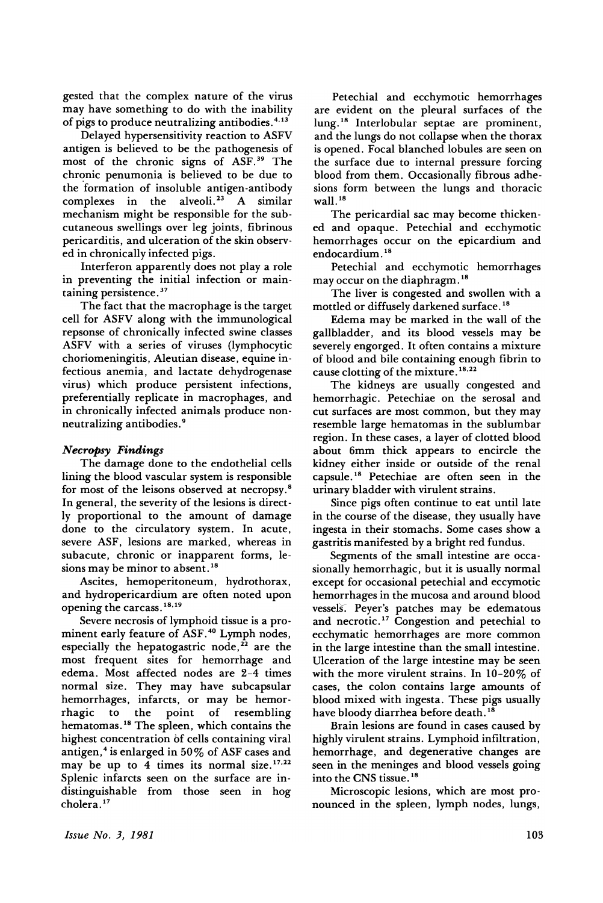gested that the complex nature of the virus may have something to do with the inability of pigs to produce neutralizing antibodies.[4,13]

Delayed hypersensitivity reaction to ASFV antigen is believed to be the pathogenesis of most of the chronic signs of ASF.[39] The chronic penumonia is believed to be due to the formation of insoluble antigen-antibody complexes in the alveoli.[23] A similar mechanism might be responsible for the subcutaneous swellings over leg joints, fibrinous pericarditis, and ulceration of the skin observed in chronically infected pigs.

Interferon apparently does not play a role in preventing the initial infection or maintaining persistence.[37]

The fact that the macrophage is the target cell for ASFV along with the immunological repsonse of chronically infected swine classes ASFV with a series of viruses (lymphocytic choriomeningitis, Aleutian disease, equine infectious anemia, and lactate dehydrogenase virus) which produce persistent infections, preferentially replicate in macrophages, and in chronically infected animals produce nonneutralizing antibodies.[9]

### *Necropsy Findings*

The damage done to the endothelial cells lining the blood vascular system is responsible for most of the leisons observed at necropsy.[8] In general, the severity of the lesions is directly proportional to the amount of damage done to the circulatory system. In acute, severe ASF, lesions are marked, whereas in subacute, chronic or inapparent forms, lesions may be minor to absent.[18]

Ascites, hemoperitoneum, hydrothorax, and hydropericardium are often noted upon opening the carcass.[18,19]

Severe necrosis of lymphoid tissue is a prominent early feature of ASF.[40] Lymph nodes, especially the hepatogastric node,[22] are the most frequent sites for hemorrhage and edema. Most affected nodes are 2-4 times normal size. They may have subcapsular hemorrhages, infarcts, or may be hemorrhagic to the point of resembling hematomas.[18] The spleen, which contains the highest concentration of cells containing viral antigen,[4] is enlarged in 50% of ASF cases and may be up to 4 times its normal size.[17,22] Splenic infarcts seen on the surface are indistinguishable from those seen in hog cholera.[17]

Petechial and ecchymotic hemorrhages are evident on the pleural surfaces of the lung.[18] Interlobular septae are prominent, and the lungs do not collapse when the thorax is opened. Focal blanched lobules are seen on the surface due to internal pressure forcing blood from them. Occasionally fibrous adhesions form between the lungs and thoracic wall.[18]

The pericardial sac may become thickened and opaque. Petechial and ecchymotic hemorrhages occur on the epicardium and endocardium.[18]

Petechial and ecchymotic hemorrhages may occur on the diaphragm.[18]

The liver is congested and swollen with a mottled or diffusely darkened surface.[18]

Edema may be marked in the wall of the gallbladder, and its blood vessels may be severely engorged. It often contains a mixture of blood and bile containing enough fibrin to cause clotting of the mixture.[18,22]

The kidneys are usually congested and hemorrhagic. Petechiae on the serosal and cut surfaces are most common, but they may resemble large hematomas in the sublumbar region. In these cases, a layer of clotted blood about 6mm thick appears to encircle the kidney either inside or outside of the renal capsule.[18] Petechiae are often seen in the urinary bladder with virulent strains.

Since pigs often continue to eat until late in the course of the disease, they usually have ingesta in their stomachs. Some cases show a gastritis manifested by a bright red fundus.

Segments of the small intestine are occasionally hemorrhagic, but it is usually normal except for occasional petechial and eccymotic hemorrhages in the mucosa and around blood vessels. Peyer's patches may be edematous and necrotic.[17] Congestion and petechial to ecchymatic hemorrhages are more common in the large intestine than the small intestine. Ulceration of the large intestine may be seen with the more virulent strains. In 10-20% of cases, the colon contains large amounts of blood mixed with ingesta. These pigs usually have bloody diarrhea before death.[18]

Brain lesions are found in cases caused by highly virulent strains. Lymphoid infiltration, hemorrhage, and degenerative changes are seen in the meninges and blood vessels going into the CNS tissue.[18]

Microscopic lesions, which are most pronounced in the spleen, lymph nodes, lungs,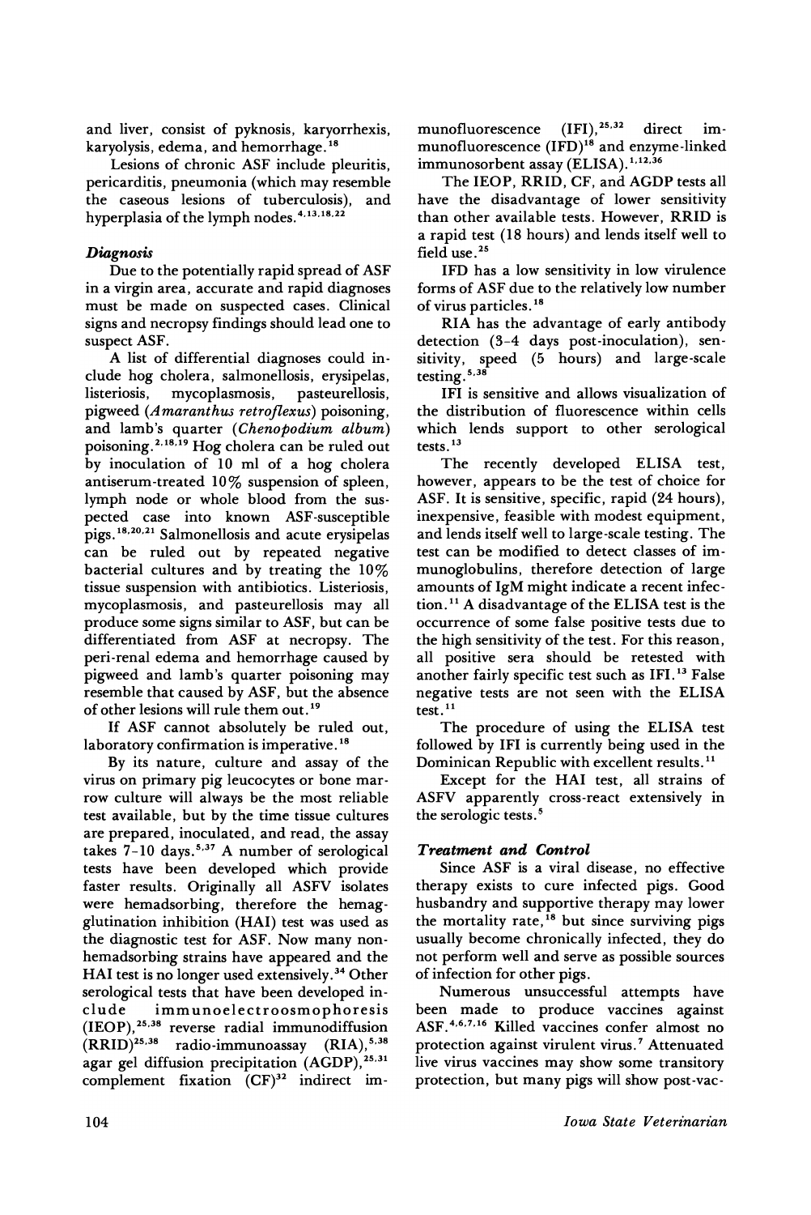and liver, consist of pyknosis, karyorrhexis, karyolysis, edema, and hemorrhage.[18]

Lesions of chronic ASF include pleuritis, pericarditis, pneumonia (which may resemble the caseous lesions of tuberculosis), and hyperplasia of the lymph nodes.[4,13,18,22]

### *Diagnosis*

Due to the potentially rapid spread of ASF in a virgin area, accurate and rapid diagnoses must be made on suspected cases. Clinical signs and necropsy findings should lead one to suspect ASF.

A list of differential diagnoses could include hog cholera, salmonellosis, erysipelas, listeriosis, mycoplasmosis, pasteurellosis, pigweed (*Amaranthus retroflexus*) poisoning, and lamb's quarter (*Chenopodium album*) poisoning.[2,18,19] Hog cholera can be ruled out by inoculation of 10 ml of a hog cholera antiserum-treated 10% suspension of spleen, lymph node or whole blood from the suspected case into known ASF-susceptible pigs.[18,20,21] Salmonellosis and acute erysipelas can be ruled out by repeated negative bacterial cultures and by treating the 10% tissue suspension with antibiotics. Listeriosis, mycoplasmosis, and pasteurellosis may all produce some signs similar to ASF, but can be differentiated from ASF at necropsy. The peri-renal edema and hemorrhage caused by pigweed and lamb's quarter poisoning may resemble that caused by ASF, but the absence of other lesions will rule them out.[19]

If ASF cannot absolutely be ruled out, laboratory confirmation is imperative.[18]

By its nature, culture and assay of the virus on primary pig leucocytes or bone marrow culture will always be the most reliable test available, but by the time tissue cultures are prepared, inoculated, and read, the assay takes 7-10 days.[5,37] A number of serological tests have been developed which provide faster results. Originally all ASFV isolates were hemadsorbing, therefore the hemagglutination inhibition (HAI) test was used as the diagnostic test for ASF. Now many non-hemadsorbing strains have appeared and the HAI test is no longer used extensively.[34] Other serological tests that have been developed include immunoelectroosmophoresis (IEOP),[25,38] reverse radial immunodiffusion (RRID)[25,38] radio-immunoassay (RIA),[5,38] agar gel diffusion precipitation (AGDP),[25,31] complement fixation (CF)[32] indirect immunofluorescence (IFI),[25,32] direct immunofluorescence (IFD)[18] and enzyme-linked immunosorbent assay (ELISA).[1,12,36]

The IEOP, RRID, CF, and AGDP tests all have the disadvantage of lower sensitivity than other available tests. However, RRID is a rapid test (18 hours) and lends itself well to field use.[25]

IFD has a low sensitivity in low virulence forms of ASF due to the relatively low number of virus particles.[18]

RIA has the advantage of early antibody detection (3-4 days post-inoculation), sensitivity, speed (5 hours) and large-scale testing.[5,38]

IFI is sensitive and allows visualization of the distribution of fluorescence within cells which lends support to other serological tests.[13]

The recently developed ELISA test, however, appears to be the test of choice for ASF. It is sensitive, specific, rapid (24 hours), inexpensive, feasible with modest equipment, and lends itself well to large-scale testing. The test can be modified to detect classes of immunoglobulins, therefore detection of large amounts of IgM might indicate a recent infection.[11] A disadvantage of the ELISA test is the occurrence of some false positive tests due to the high sensitivity of the test. For this reason, all positive sera should be retested with another fairly specific test such as IFI.[13] False negative tests are not seen with the ELISA test.[11]

The procedure of using the ELISA test followed by IFI is currently being used in the Dominican Republic with excellent results.[11]

Except for the HAI test, all strains of ASFV apparently cross-react extensively in the serologic tests.[5]

### *Treatment and Control*

Since ASF is a viral disease, no effective therapy exists to cure infected pigs. Good husbandry and supportive therapy may lower the mortality rate,[18] but since surviving pigs usually become chronically infected, they do not perform well and serve as possible sources of infection for other pigs.

Numerous unsuccessful attempts have been made to produce vaccines against ASF.[4,6,7,16] Killed vaccines confer almost no protection against virulent virus.[7] Attenuated live virus vaccines may show some transitory protection, but many pigs will show post-vac-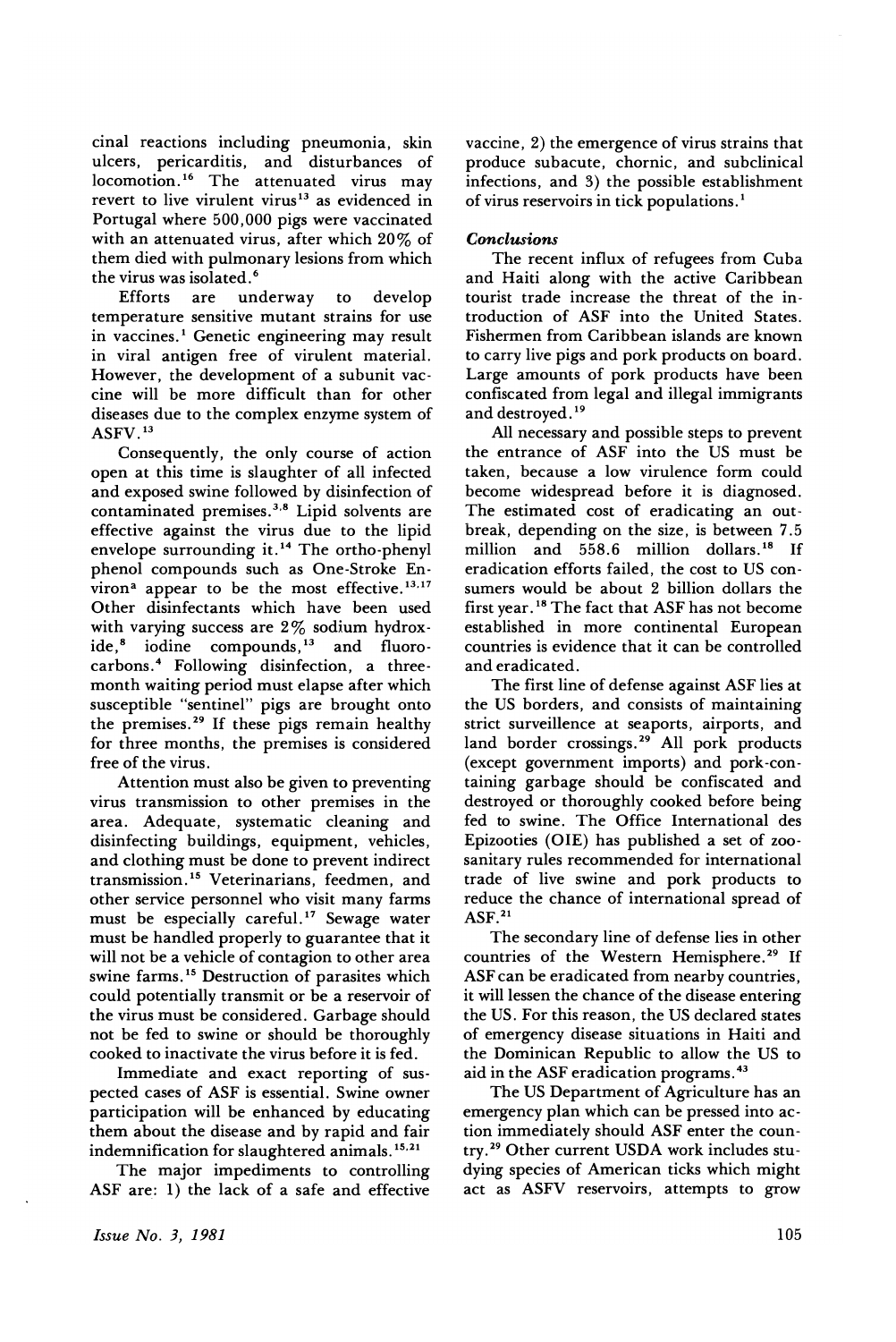cinal reactions including pneumonia, skin ulcers, pericarditis, and disturbances of locomotion.[16] The attenuated virus may revert to live virulent virus[13] as evidenced in Portugal where 500,000 pigs were vaccinated with an attenuated virus, after which 20% of them died with pulmonary lesions from which the virus was isolated.[6]

Efforts are underway to develop temperature sensitive mutant strains for use in vaccines.[1] Genetic engineering may result in viral antigen free of virulent material. However, the development of a subunit vaccine will be more difficult than for other diseases due to the complex enzyme system of ASFV.[13]

Consequently, the only course of action open at this time is slaughter of all infected and exposed swine followed by disinfection of contaminated premises.[3,8] Lipid solvents are effective against the virus due to the lipid envelope surrounding it.[14] The ortho-phenyl phenol compounds such as One-Stroke Environ[a] appear to be the most effective.[13,17] Other disinfectants which have been used with varying success are 2% sodium hydroxide,[8] iodine compounds,[13] and fluorocarbons.[4] Following disinfection, a three-month waiting period must elapse after which susceptible "sentinel" pigs are brought onto the premises.[29] If these pigs remain healthy for three months, the premises is considered free of the virus.

Attention must also be given to preventing virus transmission to other premises in the area. Adequate, systematic cleaning and disinfecting buildings, equipment, vehicles, and clothing must be done to prevent indirect transmission.[15] Veterinarians, feedmen, and other service personnel who visit many farms must be especially careful.[17] Sewage water must be handled properly to guarantee that it will not be a vehicle of contagion to other area swine farms.[15] Destruction of parasites which could potentially transmit or be a reservoir of the virus must be considered. Garbage should not be fed to swine or should be thoroughly cooked to inactivate the virus before it is fed.

Immediate and exact reporting of suspected cases of ASF is essential. Swine owner participation will be enhanced by educating them about the disease and by rapid and fair indemnification for slaughtered animals.[15,21]

The major impediments to controlling ASF are: 1) the lack of a safe and effective vaccine, 2) the emergence of virus strains that produce subacute, chornic, and subclinical infections, and 3) the possible establishment of virus reservoirs in tick populations.[1]

### *Conclusions*

The recent influx of refugees from Cuba and Haiti along with the active Caribbean tourist trade increase the threat of the introduction of ASF into the United States. Fishermen from Caribbean islands are known to carry live pigs and pork products on board. Large amounts of pork products have been confiscated from legal and illegal immigrants and destroyed.[19]

All necessary and possible steps to prevent the entrance of ASF into the US must be taken, because a low virulence form could become widespread before it is diagnosed. The estimated cost of eradicating an outbreak, depending on the size, is between 7.5 million and 558.6 million dollars.[18] If eradication efforts failed, the cost to US consumers would be about 2 billion dollars the first year.[18] The fact that ASF has not become established in more continental European countries is evidence that it can be controlled and eradicated.

The first line of defense against ASF lies at the US borders, and consists of maintaining strict surveillence at seaports, airports, and land border crossings.[29] All pork products (except government imports) and pork-containing garbage should be confiscated and destroyed or thoroughly cooked before being fed to swine. The Office International des Epizooties (OIE) has published a set of zoosanitary rules recommended for international trade of live swine and pork products to reduce the chance of international spread of ASF.[21]

The secondary line of defense lies in other countries of the Western Hemisphere.[29] If ASF can be eradicated from nearby countries, it will lessen the chance of the disease entering the US. For this reason, the US declared states of emergency disease situations in Haiti and the Dominican Republic to allow the US to aid in the ASF eradication programs.[43]

The US Department of Agriculture has an emergency plan which can be pressed into action immediately should ASF enter the country.[29] Other current USDA work includes studying species of American ticks which might act as ASFV reservoirs, attempts to grow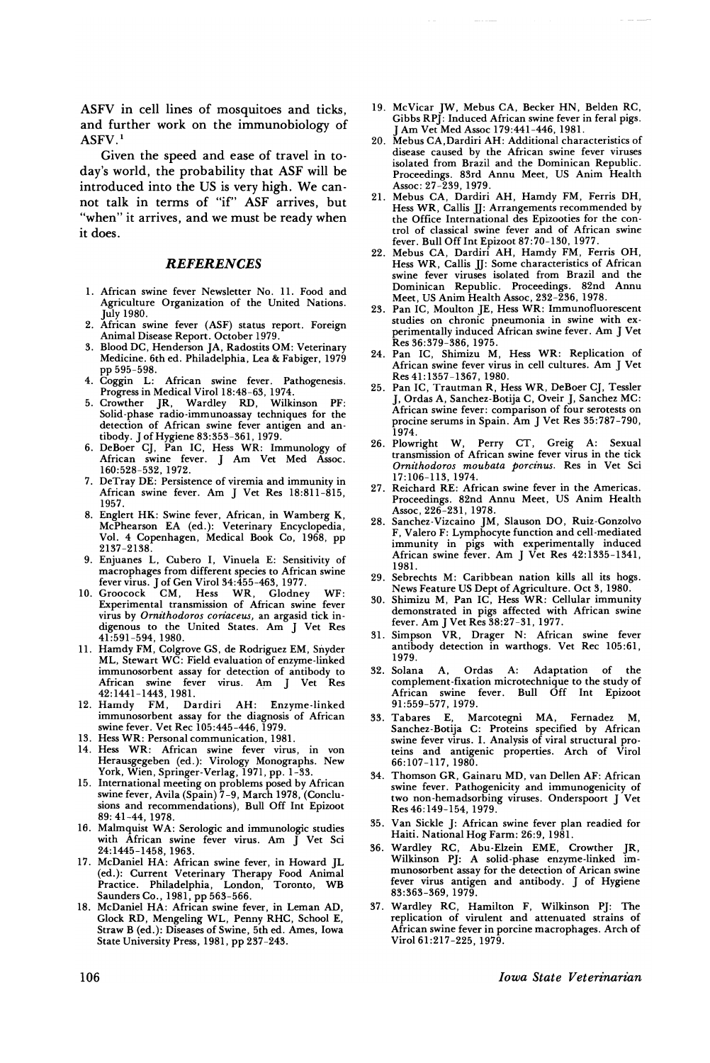ASFV in cell lines of mosquitoes and ticks, and further work on the immunobiology of ASFV.[1]

Given the speed and ease of travel in today's world, the probability that ASF will be introduced into the US is very high. We cannot talk in terms of "if" ASF arrives, but "when" it arrives, and we must be ready when it does.

## REFERENCES

1. African swine fever Newsletter No. 11. Food and Agriculture Organization of the United Nations. July 1980.
2. African swine fever (ASF) status report. Foreign Animal Disease Report. October 1979.
3. Blood DC, Henderson JA, Radostits OM: Veterinary Medicine. 6th ed. Philadelphia, Lea & Fabiger, 1979 pp 595-598.
4. Coggin L: African swine fever. Pathogenesis. Progress in Medical Virol 18:48-63, 1974.
5. Crowther JR, Wardley RD, Wilkinson PF: Solid-phase radio-immunoassay techniques for the detection of African swine fever antigen and antibody. J of Hygiene 83:353-361, 1979.
6. DeBoer CJ, Pan IC, Hess WR: Immunology of African swine fever. J Am Vet Med Assoc. 160:528-532, 1972.
7. DeTray DE: Persistence of viremia and immunity in African swine fever. Am J Vet Res 18:811-815, 1957.
8. Englert HK: Swine fever, African, in Wamberg K, McPhearson EA (ed.): Veterinary Encyclopedia, Vol. 4 Copenhagen, Medical Book Co, 1968, pp 2137-2138.
9. Enjuanes L, Cubero I, Vinuela E: Sensitivity of macrophages from different species to African swine fever virus. J of Gen Virol 34:455-463, 1977.
10. Groocock CM, Hess WR, Glodney WF: Experimental transmission of African swine fever virus by *Ornithodoros coriaceus*, an argasid tick indigenous to the United States. Am J Vet Res 41:591-594, 1980.
11. Hamdy FM, Colgrove GS, de Rodriguez EM, Snyder ML, Stewart WC: Field evaluation of enzyme-linked immunosorbent assay for detection of antibody to African swine fever virus. Am J Vet Res 42:1441-1443, 1981.
12. Hamdy FM, Dardiri AH: Enzyme-linked immunosorbent assay for the diagnosis of African swine fever. Vet Rec 105:445-446, 1979.
13. Hess WR: Personal communication, 1981.
14. Hess WR: African swine fever virus, in von Herausgegeben (ed.): Virology Monographs. New York, Wien, Springer-Verlag, 1971, pp. 1-33.
15. International meeting on problems posed by African swine fever, Avila (Spain) 7-9, March 1978, (Conclusions and recommendations), Bull Off Int Epizoot 89: 41-44, 1978.
16. Malmquist WA: Serologic and immunologic studies with African swine fever virus. Am J Vet Sci 24:1445-1458, 1963.
17. McDaniel HA: African swine fever, in Howard JL (ed.): Current Veterinary Therapy Food Animal Practice. Philadelphia, London, Toronto, WB Saunders Co., 1981, pp 563-566.
18. McDaniel HA: African swine fever, in Leman AD, Glock RD, Mengeling WL, Penny RHC, School E, Straw B (ed.): Diseases of Swine, 5th ed. Ames, Iowa State University Press, 1981, pp 237-243.
19. McVicar JW, Mebus CA, Becker HN, Belden RC, Gibbs RPJ: Induced African swine fever in feral pigs. J Am Vet Med Assoc 179:441-446, 1981.
20. Mebus CA, Dardiri AH: Additional characteristics of disease caused by the African swine fever viruses isolated from Brazil and the Dominican Republic. Proceedings. 83rd Annu Meet, US Anim Health Assoc: 27-239, 1979.
21. Mebus CA, Dardiri AH, Hamdy FM, Ferris DH, Hess WR, Callis JJ: Arrangements recommended by the Office International des Epizooties for the control of classical swine fever and of African swine fever. Bull Off Int Epizoot 87:70-130, 1977.
22. Mebus CA, Dardiri AH, Hamdy FM, Ferris OH, Hess WR, Callis JJ: Some characteristics of African swine fever viruses isolated from Brazil and the Dominican Republic. Proceedings. 82nd Annu Meet, US Anim Health Assoc, 232-236, 1978.
23. Pan IC, Moulton JE, Hess WR: Immunofluorescent studies on chronic pneumonia in swine with experimentally induced African swine fever. Am J Vet Res 36:379-386, 1975.
24. Pan IC, Shimizu M, Hess WR: Replication of African swine fever virus in cell cultures. Am J Vet Res 41:1357-1367, 1980.
25. Pan IC, Trautman R, Hess WR, DeBoer CJ, Tessler J, Ordas A, Sanchez-Botija C, Oveir J, Sanchez MC: African swine fever: comparison of four serotests on procine serums in Spain. Am J Vet Res 35:787-790, 1974.
26. Plowright W, Perry CT, Greig A: Sexual transmission of African swine fever virus in the tick *Ornithodoros moubata porcinus*. Res in Vet Sci 17:106-113, 1974.
27. Reichard RE: African swine fever in the Americas. Proceedings. 82nd Annu Meet, US Anim Health Assoc, 226-231, 1978.
28. Sanchez-Vizcaino JM, Slauson DO, Ruiz-Gonzolvo F, Valero F: Lymphocyte function and cell-mediated immunity in pigs with experimentally induced African swine fever. Am J Vet Res 42:1335-1341, 1981.
29. Sebrechts M: Caribbean nation kills all its hogs. News Feature US Dept of Agriculture. Oct 3, 1980.
30. Shimizu M, Pan IC, Hess WR: Cellular immunity demonstrated in pigs affected with African swine fever. Am J Vet Res 38:27-31, 1977.
31. Simpson VR, Drager N: African swine fever antibody detection in warthogs. Vet Rec 105:61, 1979.
32. Solana A, Ordas A: Adaptation of the complement-fixation microtechnique to the study of African swine fever. Bull Off Int Epizoot 91:559-577, 1979.
33. Tabares E, Marcotegni MA, Fernadez M, Sanchez-Botija C: Proteins specified by African swine fever virus. I. Analysis of viral structural proteins and antigenic properties. Arch of Virol 66:107-117, 1980.
34. Thomson GR, Gainaru MD, van Dellen AF: African swine fever. Pathogenicity and immunogenicity of two non-hemadsorbing viruses. Onderspoort J Vet Res 46:149-154, 1979.
35. Van Sickle J: African swine fever plan readied for Haiti. National Hog Farm: 26:9, 1981.
36. Wardley RC, Abu-Elzein EME, Crowther JR, Wilkinson PJ: A solid-phase enzyme-linked immunosorbent assay for the detection of Arican swine fever virus antigen and antibody. J of Hygiene 83:363-369, 1979.
37. Wardley RC, Hamilton F, Wilkinson PJ: The replication of virulent and attenuated strains of African swine fever in porcine macrophages. Arch of Virol 61:217-225, 1979.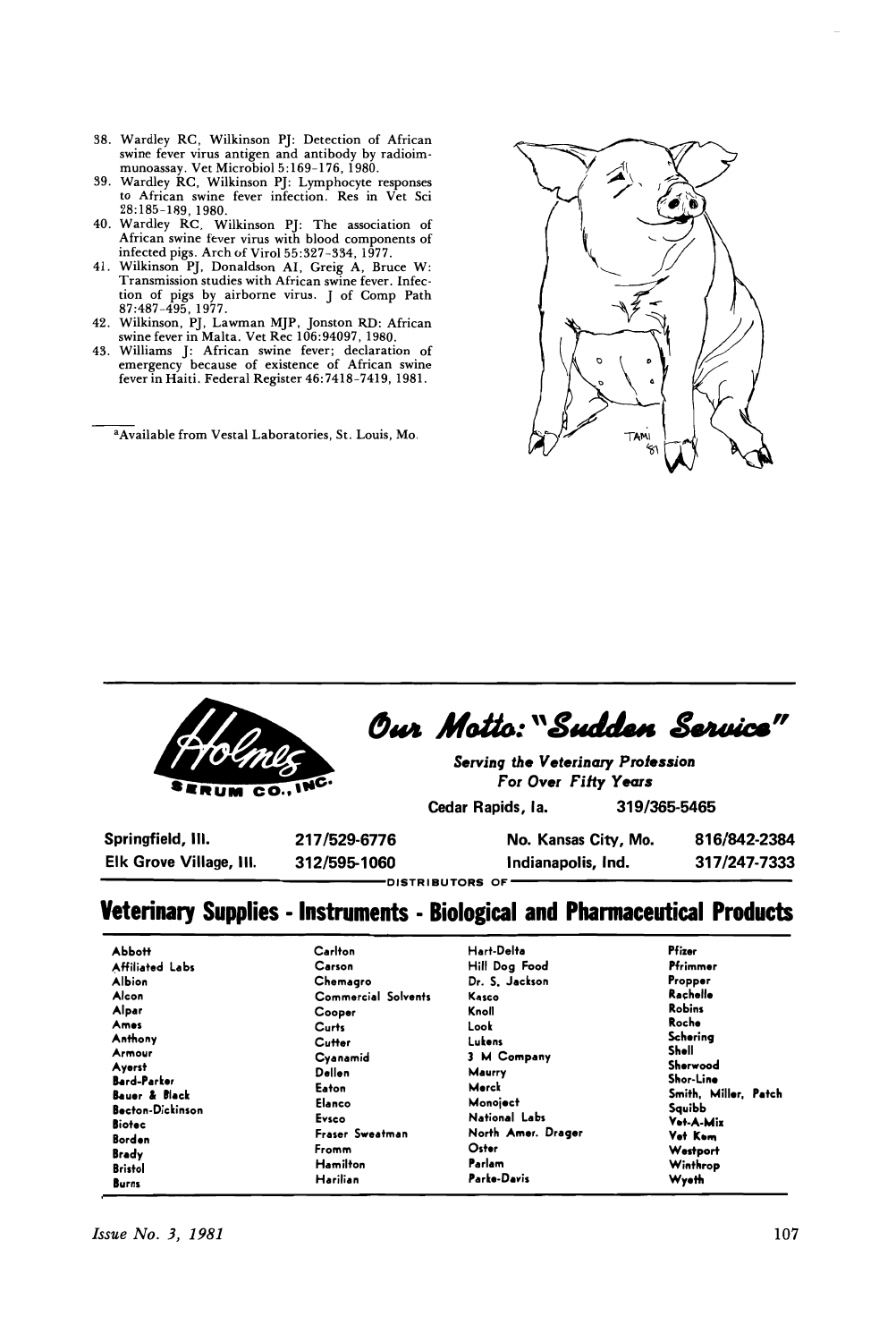38. Wardley RC, Wilkinson PJ: Detection of African swine fever virus antigen and antibody by radioimmunoassay. Vet Microbiol 5:169-176, 1980.
39. Wardley RC, Wilkinson PJ: Lymphocyte responses to African swine fever infection. Res in Vet Sci 28:185-189, 1980.
40. Wardley RC, Wilkinson PJ: The association of African swine fever virus with blood components of infected pigs. Arch of Virol 55:327-334, 1977.
41. Wilkinson PJ, Donaldson AI, Greig A, Bruce W: Transmission studies with African swine fever. Infection of pigs by airborne virus. J of Comp Path 87:487-495, 1977.
42. Wilkinson, PJ, Lawman MJP, Jonston RD: African swine fever in Malta. Vet Rec 106:94097, 1980.
43. Williams J: African swine fever; declaration of emergency because of existence of African swine fever in Haiti. Federal Register 46:7418-7419, 1981.

[a]Available from Vestal Laboratories, St. Louis, Mo.

---

**Holmes SERUM CO., INC.**

***Our Motto: "Sudden Service"***

***Serving the Veterinary Profession For Over Fifty Years***

Cedar Rapids, Ia. 319/365-5465

| | | | |
|---|---|---|---|
| Springfield, Ill. | 217/529-6776 | No. Kansas City, Mo. | 816/842-2384 |
| Elk Grove Village, Ill. | 312/595-1060 | Indianapolis, Ind. | 317/247-7333 |

DISTRIBUTORS OF

## Veterinary Supplies - Instruments - Biological and Pharmaceutical Products

| | | | |
|---|---|---|---|
| Abbott | Carlton | Hart-Delta | Pfizer |
| Affiliated Labs | Carson | Hill Dog Food | Pfrimmer |
| Albion | Chemagro | Dr. S. Jackson | Propper |
| Alcon | Commercial Solvents | Kasco | Rachelle |
| Alpar | Cooper | Knoll | Robins |
| Ames | Curts | Look | Roche |
| Anthony | Cutter | Lukens | Schering |
| Armour | Cyanamid | 3 M Company | Shell |
| Ayerst | Dellen | Maurry | Sherwood |
| Bard-Parker | Eaton | Merck | Shor-Line |
| Bauer & Black | Elanco | Monoject | Smith, Miller, Patch |
| Becton-Dickinson | Evsco | National Labs | Squibb |
| Biotec | Fraser Sweatman | North Amer. Drager | Vet-A-Mix |
| Borden | Fromm | Oster | Vet Kem |
| Brady | Hamilton | Parlam | Westport |
| Bristol | Harilian | Parke-Davis | Winthrop |
| Burns | | | Wyeth |